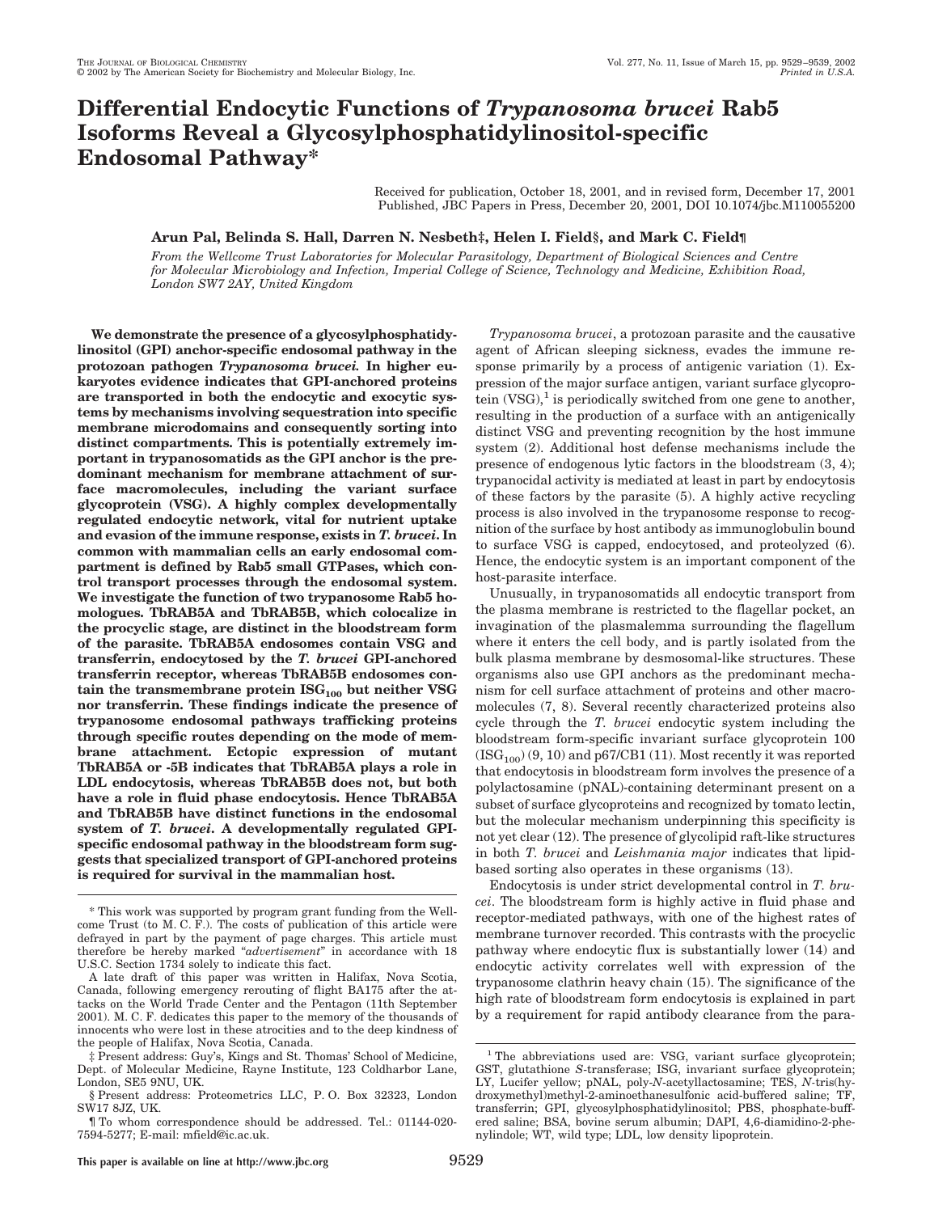# Differential Endocytic Functions of *Trypanosoma brucei* Rab5 Isoforms Reveal a Glycosylphosphatidylinositol-specific Endosomal Pathway*

Received for publication, October 18, 2001, and in revised form, December 17, 2001
Published, JBC Papers in Press, December 20, 2001, DOI 10.1074/jbc.M110055200

**Arun Pal, Belinda S. Hall, Darren N. Nesbeth‡, Helen I. Field§, and Mark C. Field¶**

*From the Wellcome Trust Laboratories for Molecular Parasitology, Department of Biological Sciences and Centre for Molecular Microbiology and Infection, Imperial College of Science, Technology and Medicine, Exhibition Road, London SW7 2AY, United Kingdom*

**We demonstrate the presence of a glycosylphosphatidylinositol (GPI) anchor-specific endosomal pathway in the protozoan pathogen *Trypanosoma brucei.* In higher eukaryotes evidence indicates that GPI-anchored proteins are transported in both the endocytic and exocytic systems by mechanisms involving sequestration into specific membrane microdomains and consequently sorting into distinct compartments. This is potentially extremely important in trypanosomatids as the GPI anchor is the predominant mechanism for membrane attachment of surface macromolecules, including the variant surface glycoprotein (VSG). A highly complex developmentally regulated endocytic network, vital for nutrient uptake and evasion of the immune response, exists in *T. brucei*. In common with mammalian cells an early endosomal compartment is defined by Rab5 small GTPases, which control transport processes through the endosomal system. We investigate the function of two trypanosome Rab5 homologues. TbRAB5A and TbRAB5B, which colocalize in the procyclic stage, are distinct in the bloodstream form of the parasite. TbRAB5A endosomes contain VSG and transferrin, endocytosed by the *T. brucei* GPI-anchored transferrin receptor, whereas TbRAB5B endosomes contain the transmembrane protein $ISG_{100}$ but neither VSG nor transferrin. These findings indicate the presence of trypanosome endosomal pathways trafficking proteins through specific routes depending on the mode of membrane attachment. Ectopic expression of mutant TbRAB5A or -5B indicates that TbRAB5A plays a role in LDL endocytosis, whereas TbRAB5B does not, but both have a role in fluid phase endocytosis. Hence TbRAB5A and TbRAB5B have distinct functions in the endosomal system of *T. brucei*. A developmentally regulated GPI-specific endosomal pathway in the bloodstream form suggests that specialized transport of GPI-anchored proteins is required for survival in the mammalian host.**

*Trypanosoma brucei*, a protozoan parasite and the causative agent of African sleeping sickness, evades the immune response primarily by a process of antigenic variation (1). Expression of the major surface antigen, variant surface glycoprotein (VSG),[1] is periodically switched from one gene to another, resulting in the production of a surface with an antigenically distinct VSG and preventing recognition by the host immune system (2). Additional host defense mechanisms include the presence of endogenous lytic factors in the bloodstream (3, 4); trypanocidal activity is mediated at least in part by endocytosis of these factors by the parasite (5). A highly active recycling process is also involved in the trypanosome response to recognition of the surface by host antibody as immunoglobulin bound to surface VSG is capped, endocytosed, and proteolyzed (6). Hence, the endocytic system is an important component of the host-parasite interface.

Unusually, in trypanosomatids all endocytic transport from the plasma membrane is restricted to the flagellar pocket, an invagination of the plasmalemma surrounding the flagellum where it enters the cell body, and is partly isolated from the bulk plasma membrane by desmosomal-like structures. These organisms also use GPI anchors as the predominant mechanism for cell surface attachment of proteins and other macromolecules (7, 8). Several recently characterized proteins also cycle through the *T. brucei* endocytic system including the bloodstream form-specific invariant surface glycoprotein 100 ($ISG_{100}$) (9, 10) and p67/CB1 (11). Most recently it was reported that endocytosis in bloodstream form involves the presence of a polylactosamine (pNAL)-containing determinant present on a subset of surface glycoproteins and recognized by tomato lectin, but the molecular mechanism underpinning this specificity is not yet clear (12). The presence of glycolipid raft-like structures in both *T. brucei* and *Leishmania major* indicates that lipid-based sorting also operates in these organisms (13).

Endocytosis is under strict developmental control in *T. brucei*. The bloodstream form is highly active in fluid phase and receptor-mediated pathways, with one of the highest rates of membrane turnover recorded. This contrasts with the procyclic pathway where endocytic flux is substantially lower (14) and endocytic activity correlates well with expression of the trypanosome clathrin heavy chain (15). The significance of the high rate of bloodstream form endocytosis is explained in part by a requirement for rapid antibody clearance from the para-

---

* This work was supported by program grant funding from the Wellcome Trust (to M. C. F.). The costs of publication of this article were defrayed in part by the payment of page charges. This article must therefore be hereby marked "*advertisement*" in accordance with 18 U.S.C. Section 1734 solely to indicate this fact.

A late draft of this paper was written in Halifax, Nova Scotia, Canada, following emergency rerouting of flight BA175 after the attacks on the World Trade Center and the Pentagon (11th September 2001). M. C. F. dedicates this paper to the memory of the thousands of innocents who were lost in these atrocities and to the deep kindness of the people of Halifax, Nova Scotia, Canada.

‡ Present address: Guy's, Kings and St. Thomas' School of Medicine, Dept. of Molecular Medicine, Rayne Institute, 123 Coldharbor Lane, London, SE5 9NU, UK.

§ Present address: Proteometrics LLC, P. O. Box 32323, London SW17 8JZ, UK.

¶ To whom correspondence should be addressed. Tel.: 01144-020-7594-5277; E-mail: mfield@ic.ac.uk.

[1] The abbreviations used are: VSG, variant surface glycoprotein; GST, glutathione S-transferase; ISG, invariant surface glycoprotein; LY, Lucifer yellow; pNAL, poly-N-acetyllactosamine; TES, N-tris(hydroxymethyl)methyl-2-aminoethanesulfonic acid-buffered saline; TF, transferrin; GPI, glycosylphosphatidylinositol; PBS, phosphate-buffered saline; BSA, bovine serum albumin; DAPI, 4,6-diamidino-2-phenylindole; WT, wild type; LDL, low density lipoprotein.

This paper is available on line at http://www.jbc.org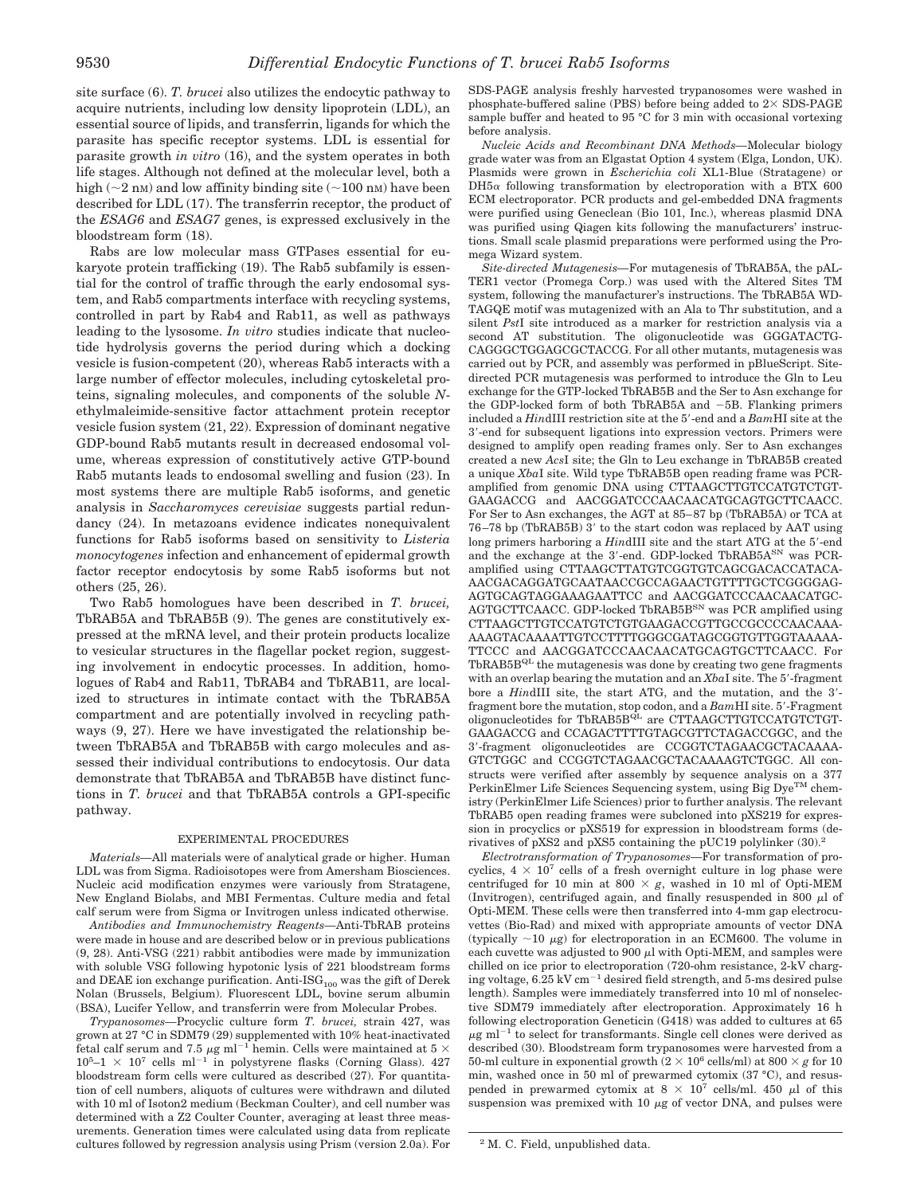site surface (6). *T. brucei* also utilizes the endocytic pathway to acquire nutrients, including low density lipoprotein (LDL), an essential source of lipids, and transferrin, ligands for which the parasite has specific receptor systems. LDL is essential for parasite growth *in vitro* (16), and the system operates in both life stages. Although not defined at the molecular level, both a high (~2 nM) and low affinity binding site (~100 nM) have been described for LDL (17). The transferrin receptor, the product of the *ESAG6* and *ESAG7* genes, is expressed exclusively in the bloodstream form (18).

Rabs are low molecular mass GTPases essential for eukaryote protein trafficking (19). The Rab5 subfamily is essential for the control of traffic through the early endosomal system, and Rab5 compartments interface with recycling systems, controlled in part by Rab4 and Rab11, as well as pathways leading to the lysosome. *In vitro* studies indicate that nucleotide hydrolysis governs the period during which a docking vesicle is fusion-competent (20), whereas Rab5 interacts with a large number of effector molecules, including cytoskeletal proteins, signaling molecules, and components of the soluble *N*-ethylmaleimide-sensitive factor attachment protein receptor vesicle fusion system (21, 22). Expression of dominant negative GDP-bound Rab5 mutants result in decreased endosomal volume, whereas expression of constitutively active GTP-bound Rab5 mutants leads to endosomal swelling and fusion (23). In most systems there are multiple Rab5 isoforms, and genetic analysis in *Saccharomyces cerevisiae* suggests partial redundancy (24). In metazoans evidence indicates nonequivalent functions for Rab5 isoforms based on sensitivity to *Listeria monocytogenes* infection and enhancement of epidermal growth factor receptor endocytosis by some Rab5 isoforms but not others (25, 26).

Two Rab5 homologues have been described in *T. brucei,* TbRAB5A and TbRAB5B (9). The genes are constitutively expressed at the mRNA level, and their protein products localize to vesicular structures in the flagellar pocket region, suggesting involvement in endocytic processes. In addition, homologues of Rab4 and Rab11, TbRAB4 and TbRAB11, are localized to structures in intimate contact with the TbRAB5A compartment and are potentially involved in recycling pathways (9, 27). Here we have investigated the relationship between TbRAB5A and TbRAB5B with cargo molecules and assessed their individual contributions to endocytosis. Our data demonstrate that TbRAB5A and TbRAB5B have distinct functions in *T. brucei* and that TbRAB5A controls a GPI-specific pathway.

## EXPERIMENTAL PROCEDURES

*Materials*—All materials were of analytical grade or higher. Human LDL was from Sigma. Radioisotopes were from Amersham Biosciences. Nucleic acid modification enzymes were variously from Stratagene, New England Biolabs, and MBI Fermentas. Culture media and fetal calf serum were from Sigma or Invitrogen unless indicated otherwise.

*Antibodies and Immunochemistry Reagents*—Anti-TbRAB proteins were made in house and are described below or in previous publications (9, 28). Anti-VSG (221) rabbit antibodies were made by immunization with soluble VSG following hypotonic lysis of 221 bloodstream forms and DEAE ion exchange purification. Anti-ISG$_{100}$ was the gift of Derek Nolan (Brussels, Belgium). Fluorescent LDL, bovine serum albumin (BSA), Lucifer Yellow, and transferrin were from Molecular Probes.

*Trypanosomes*—Procyclic culture form *T. brucei,* strain 427, was grown at 27 °C in SDM79 (29) supplemented with 10% heat-inactivated fetal calf serum and 7.5 μg ml$^{-1}$ hemin. Cells were maintained at 5 × 10$^{5}$–1 × 10$^{7}$ cells ml$^{-1}$ in polystyrene flasks (Corning Glass). 427 bloodstream form cells were cultured as described (27). For quantitation of cell numbers, aliquots of cultures were withdrawn and diluted with 10 ml of Isoton2 medium (Beckman Coulter), and cell number was determined with a Z2 Coulter Counter, averaging at least three measurements. Generation times were calculated using data from replicate cultures followed by regression analysis using Prism (version 2.0a). For SDS-PAGE analysis freshly harvested trypanosomes were washed in phosphate-buffered saline (PBS) before being added to 2× SDS-PAGE sample buffer and heated to 95 °C for 3 min with occasional vortexing before analysis.

*Nucleic Acids and Recombinant DNA Methods*—Molecular biology grade water was from an Elgastat Option 4 system (Elga, London, UK). Plasmids were grown in *Escherichia coli* XL1-Blue (Stratagene) or DH5α following transformation by electroporation with a BTX 600 ECM electroporator. PCR products and gel-embedded DNA fragments were purified using Geneclean (Bio 101, Inc.), whereas plasmid DNA was purified using Qiagen kits following the manufacturers' instructions. Small scale plasmid preparations were performed using the Promega Wizard system.

*Site-directed Mutagenesis*—For mutagenesis of TbRAB5A, the pALTER1 vector (Promega Corp.) was used with the Altered Sites TM system, following the manufacturer's instructions. The TbRAB5A WDTAGQE motif was mutagenized with an Ala to Thr substitution, and a silent *Pst*I site introduced as a marker for restriction analysis via a second AT substitution. The oligonucleotide was GGGATACTGCAGGGCTGGAGCGCTACCG. For all other mutants, mutagenesis was carried out by PCR, and assembly was performed in pBlueScript. Site-directed PCR mutagenesis was performed to introduce the Gln to Leu exchange for the GTP-locked TbRAB5B and the Ser to Asn exchange for the GDP-locked form of both TbRAB5A and −5B. Flanking primers included a *Hin*dIII restriction site at the 5′-end and a *Bam*HI site at the 3′-end for subsequent ligations into expression vectors. Primers were designed to amplify open reading frames only. Ser to Asn exchanges created a new *Acs*I site; the Gln to Leu exchange in TbRAB5B created a unique *Xba*I site. Wild type TbRAB5B open reading frame was PCR-amplified from genomic DNA using CTTAAGCTTGTCCATGTCTGTGAAGACCG and AACGGATCCCAACAACATGCAGTGCTTCAACC. For Ser to Asn exchanges, the AGT at 85–87 bp (TbRAB5A) or TCA at 76–78 bp (TbRAB5B) 3′ to the start codon was replaced by AAT using long primers harboring a *Hin*dIII site and the start ATG at the 5′-end and the exchange at the 3′-end. GDP-locked TbRAB5A$^{SN}$ was PCR-amplified using CTTAAGCTTATGTCGGTGTCAGCGACACCATACAAACGACAGGATGCAATAACCGCCAGAACTGTTTTGCTCGGGGAGAGTGCAGTAGGAAAGAATTCC and AACGGATCCCAACAACATGCAGTGCTTCAACC. GDP-locked TbRAB5B$^{SN}$ was PCR amplified using CTTAAGCTTGTCCATGTCTGTGAAGACCGTTGCCGCCCCAACAAAAAAGTACAAAATTGTCCTTTTGGGCGATAGCGGTGTTGGTAAAAATTCCC and AACGGATCCCAACAACATGCAGTGCTTCAACC. For TbRAB5B$^{QL}$ the mutagenesis was done by creating two gene fragments with an overlap bearing the mutation and an *Xba*I site. The 5′-fragment bore a *Hin*dIII site, the start ATG, and the mutation, and the 3′-fragment bore the mutation, stop codon, and a *Bam*HI site. 5′-Fragment oligonucleotides for TbRAB5B$^{QL}$ are CTTAAGCTTGTCCATGTCTGTGAAGACCG and CCAGACTTTTGTAGCGTTCTAGACCGGC, and the 3′-fragment oligonucleotides are CCGGTCTAGAACGCTACAAAAGTCTGGC and CCGGTCTAGAACGCTACAAAAGTCTGGC. All constructs were verified after assembly by sequence analysis on a 377 PerkinElmer Life Sciences Sequencing system, using Big Dye™ chemistry (PerkinElmer Life Sciences) prior to further analysis. The relevant TbRAB5 open reading frames were subcloned into pXS219 for expression in procyclics or pXS519 for expression in bloodstream forms (derivatives of pXS2 and pXS5 containing the pUC19 polylinker (30).[2]

*Electrotransformation of Trypanosomes*—For transformation of procyclics, 4 × 10$^{7}$ cells of a fresh overnight culture in log phase were centrifuged for 10 min at 800 × *g*, washed in 10 ml of Opti-MEM (Invitrogen), centrifuged again, and finally resuspended in 800 μl of Opti-MEM. These cells were then transferred into 4-mm gap electrocuvettes (Bio-Rad) and mixed with appropriate amounts of vector DNA (typically ~10 μg) for electroporation in an ECM600. The volume in each cuvette was adjusted to 900 μl with Opti-MEM, and samples were chilled on ice prior to electroporation (720-ohm resistance, 2-kV charging voltage, 6.25 kV cm$^{-1}$ desired field strength, and 5-ms desired pulse length). Samples were immediately transferred into 10 ml of nonselective SDM79 immediately after electroporation. Approximately 16 h following electroporation Geneticin (G418) was added to cultures at 65 μg ml$^{-1}$ to select for transformants. Single cell clones were derived as described (30). Bloodstream form trypanosomes were harvested from a 50-ml culture in exponential growth (2 × 10$^{6}$ cells/ml) at 800 × *g* for 10 min, washed once in 50 ml of prewarmed cytomix (37 °C), and resuspended in prewarmed cytomix at 8 × 10$^{7}$ cells/ml. 450 μl of this suspension was premixed with 10 μg of vector DNA, and pulses were

[2] M. C. Field, unpublished data.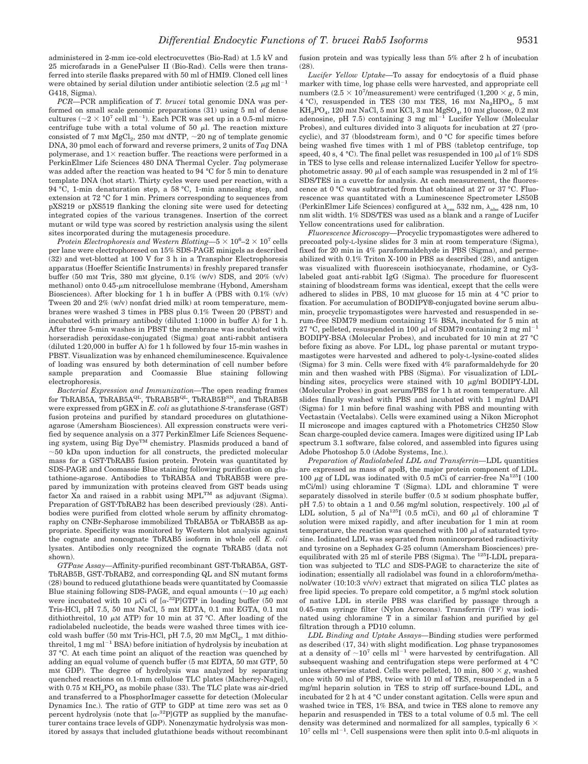administered in 2-mm ice-cold electrocuvettes (Bio-Rad) at 1.5 kV and 25 microfarads in a GenePulser II (Bio-Rad). Cells were then transferred into sterile flasks prepared with 50 ml of HMI9. Cloned cell lines were obtained by serial dilution under antibiotic selection (2.5 $\mu$g ml$^{-1}$ G418, Sigma).

*PCR*—PCR amplification of *T. brucei* total genomic DNA was performed on small scale genomic preparations (31) using 5 ml of dense cultures (~$2 \times 10^7$ cell ml$^{-1}$). Each PCR was set up in a 0.5-ml microcentrifuge tube with a total volume of 50 $\mu$l. The reaction mixture consisted of 7 mM $MgCl_2$, 250 mM dNTP, ~20 ng of template genomic DNA, 30 pmol each of forward and reverse primers, 2 units of *Taq* DNA polymerase, and 1× reaction buffer. The reactions were performed in a PerkinElmer Life Sciences 480 DNA Thermal Cycler. *Taq* polymerase was added after the reaction was heated to 94 °C for 5 min to denature template DNA (hot start). Thirty cycles were used per reaction, with a 94 °C, 1-min denaturation step, a 58 °C, 1-min annealing step, and extension at 72 °C for 1 min. Primers corresponding to sequences from pXS219 or pXS519 flanking the cloning site were used for detecting integrated copies of the various transgenes. Insertion of the correct mutant or wild type was scored by restriction analysis using the silent sites incorporated during the mutagenesis procedure.

*Protein Electrophoresis and Western Blotting*—$5 \times 10^6$–$2 \times 10^7$ cells per lane were electrophoresed on 15% SDS-PAGE minigels as described (32) and wet-blotted at 100 V for 3 h in a Transphor Electrophoresis apparatus (Hoeffer Scientific Instruments) in freshly prepared transfer buffer (50 mM Tris, 380 mM glycine, 0.1% (w/v) SDS, and 20% (v/v) methanol) onto 0.45-$\mu$m nitrocellulose membrane (Hybond, Amersham Biosciences). After blocking for 1 h in buffer A (PBS with 0.1% (v/v) Tween 20 and 2% (w/v) nonfat dried milk) at room temperature, membranes were washed 3 times in PBS plus 0.1% Tween 20 (PBST) and incubated with primary antibody (diluted 1:1000 in buffer A) for 1 h. After three 5-min washes in PBST the membrane was incubated with horseradish peroxidase-conjugated (Sigma) goat anti-rabbit antisera (diluted 1:20,000 in buffer A) for 1 h followed by four 15-min washes in PBST. Visualization was by enhanced chemiluminescence. Equivalence of loading was ensured by both determination of cell number before sample preparation and Coomassie Blue staining following electrophoresis.

*Bacterial Expression and Immunization*—The open reading frames for TbRAB5A, TbRAB5A$^{QL}$, TbRAB5B$^{QL}$, TbRAB5B$^{SN}$, and TbRAB5B were expressed from pGEX in *E. coli* as glutathione *S*-transferase (GST) fusion proteins and purified by standard procedures on glutathione-agarose (Amersham Biosciences). All expression constructs were verified by sequence analysis on a 377 PerkinElmer Life Sciences Sequencing system, using Big Dye™ chemistry. Plasmids produced a band of ~50 kDa upon induction for all constructs, the predicted molecular mass for a GST·TbRAB5 fusion protein. Protein was quantitated by SDS-PAGE and Coomassie Blue staining following purification on glutathione-agarose. Antibodies to TbRAB5A and TbRAB5B were prepared by immunization with proteins cleaved from GST beads using factor Xa and raised in a rabbit using MPL™ as adjuvant (Sigma). Preparation of GST·TbRAB2 has been described previously (28). Antibodies were purified from clotted whole serum by affinity chromatography on CNBr-Sepharose immobilized TbRAB5A or TbRAB5B as appropriate. Specificity was monitored by Western blot analysis against the cognate and noncognate TbRAB5 isoform in whole cell *E. coli* lysates. Antibodies only recognized the cognate TbRAB5 (data not shown).

*GTPase Assay*—Affinity-purified recombinant GST-TbRAB5A, GST-TbRAB5B, GST-TbRAB2, and corresponding QL and SN mutant forms (28) bound to reduced glutathione beads were quantitated by Coomassie Blue staining following SDS-PAGE, and equal amounts (~10 $\mu$g each) were incubated with 10 $\mu$Ci of [$\alpha$-$^{32}$P]GTP in loading buffer (50 mM Tris-HCl, pH 7.5, 50 mM NaCl, 5 mM EDTA, 0.1 mM EGTA, 0.1 mM dithiothreitol, 10 $\mu$M ATP) for 10 min at 37 °C. After loading of the radiolabeled nucleotide, the beads were washed three times with ice-cold wash buffer (50 mM Tris-HCl, pH 7.5, 20 mM $MgCl_2$, 1 mM dithiothreitol, 1 mg ml$^{-1}$ BSA) before initiation of hydrolysis by incubation at 37 °C. At each time point an aliquot of the reaction was quenched by adding an equal volume of quench buffer (5 mM EDTA, 50 mM GTP, 50 mM GDP). The degree of hydrolysis was analyzed by separating quenched reactions on 0.1-mm cellulose TLC plates (Macherey-Nagel), with 0.75 M $KH_2PO_4$ as mobile phase (33). The TLC plate was air-dried and transferred to a PhosphorImager cassette for detection (Molecular Dynamics Inc.). The ratio of GTP to GDP at time zero was set as 0 percent hydrolysis (note that [$\alpha$-$^{32}$P]GTP as supplied by the manufacturer contains trace levels of GDP). Nonenzymatic hydrolysis was monitored by assays that included glutathione beads without recombinant fusion protein and was typically less than 5% after 2 h of incubation (28).

*Lucifer Yellow Uptake*—To assay for endocytosis of a fluid phase marker with time, log phase cells were harvested, and appropriate cell numbers ($2.5 \times 10^7$/measurement) were centrifuged (1,200 × *g*, 5 min, 4 °C), resuspended in TES (30 mM TES, 16 mM $Na_2HPO_4$, 5 mM $KH_2PO_4$, 120 mM NaCl, 5 mM KCl, 3 mM $MgSO_4$, 10 mM glucose, 0.2 mM adenosine, pH 7.5) containing 3 mg ml$^{-1}$ Lucifer Yellow (Molecular Probes), and cultures divided into 3 aliquots for incubation at 27 (procyclic), and 37 (bloodstream form), and 0 °C for specific times before being washed five times with 1 ml of PBS (tabletop centrifuge, top speed, 40 s, 4 °C). The final pellet was resuspended in 100 $\mu$l of 1% SDS in TES to lyse cells and release internalized Lucifer Yellow for spectrophotometric assay. 90 $\mu$l of each sample was resuspended in 2 ml of 1% SDS/TES in a cuvette for analysis. At each measurement, the fluorescence at 0 °C was subtracted from that obtained at 27 or 37 °C. Fluorescence was quantitated with a Luminescence Spectrometer LS50B (PerkinElmer Life Sciences) configured at $\lambda_{em}$ 532 nm, $\lambda_{abs}$ 428 nm, 10 nm slit width. 1% SDS/TES was used as a blank and a range of Lucifer Yellow concentrations used for calibration.

*Fluorescence Microscopy*—Procyclic trypomastigotes were adhered to precoated poly-L-lysine slides for 3 min at room temperature (Sigma), fixed for 20 min in 4% paraformaldehyde in PBS (Sigma), and permeabilized with 0.1% Triton X-100 in PBS as described (28), and antigen was visualized with fluorescein isothiocyanate, rhodamine, or Cy3-labeled goat anti-rabbit IgG (Sigma). The procedure for fluorescent staining of bloodstream forms was identical, except that the cells were adhered to slides in PBS, 10 mM glucose for 15 min at 4 °C prior to fixation. For accumulation of BODIPY®-conjugated bovine serum albumin, procyclic trypomastigotes were harvested and resuspended in serum-free SDM79 medium containing 1% BSA, incubated for 5 min at 27 °C, pelleted, resuspended in 100 $\mu$l of SDM79 containing 2 mg ml$^{-1}$ BODIPY-BSA (Molecular Probes), and incubated for 10 min at 27 °C before fixing as above. For LDL, log phase parental or mutant trypomastigotes were harvested and adhered to poly-L-lysine-coated slides (Sigma) for 3 min. Cells were fixed with 4% paraformaldehyde for 20 min and then washed with PBS (Sigma). For visualization of LDL-binding sites, procyclics were stained with 10 $\mu$g/ml BODIPY-LDL (Molecular Probes) in goat serum/PBS for 1 h at room temperature. All slides finally washed with PBS and incubated with 1 mg/ml DAPI (Sigma) for 1 min before final washing with PBS and mounting with Vectastain (Vectalabs). Cells were examined using a Nikon Microphot II microscope and images captured with a Photometrics CH250 Slow Scan charge-coupled device camera. Images were digitized using IP Lab spectrum 3.1 software, false colored, and assembled into figures using Adobe Photoshop 5.0 (Adobe Systems, Inc.).

*Preparation of Radiolabeled LDL and Transferrin*—LDL quantities are expressed as mass of apoB, the major protein component of LDL. 100 $\mu$g of LDL was iodinated with 0.5 mCi of carrier-free Na$^{125}$I (100 mCi/ml) using chloramine T (Sigma). LDL and chloramine T were separately dissolved in sterile buffer (0.5 M sodium phosphate buffer, pH 7.5) to obtain a 1 and 0.56 mg/ml solution, respectively. 100 $\mu$l of LDL solution, 5 $\mu$l of Na$^{125}$I (0.5 mCi), and 60 $\mu$l of chloramine T solution were mixed rapidly, and after incubation for 1 min at room temperature, the reaction was quenched with 100 $\mu$l of saturated tyrosine. Iodinated LDL was separated from nonincorporated radioactivity and tyrosine on a Sephadex G-25 column (Amersham Biosciences) pre-equilibrated with 25 ml of sterile PBS (Sigma). The $^{125}$I-LDL preparation was subjected to TLC and SDS-PAGE to characterize the site of iodination; essentially all radiolabel was found in a chloroform/methanol/water (10:10:3 v/v/v) extract that migrated on silica TLC plates as free lipid species. To prepare cold competitor, a 5 mg/ml stock solution of native LDL in sterile PBS was clarified by passage through a 0.45-mm syringe filter (Nylon Acrocons). Transferrin (TF) was iodinated using chloramine T in a similar fashion and purified by gel filtration through a PD10 column.

*LDL Binding and Uptake Assays*—Binding studies were performed as described (17, 34) with slight modification. Log phase trypanosomes at a density of ~$10^7$ cells ml$^{-1}$ were harvested by centrifugation. All subsequent washing and centrifugation steps were performed at 4 °C unless otherwise stated. Cells were pelleted, 10 min, 800 × *g*, washed once with 50 ml of PBS, twice with 10 ml of TES, resuspended in a 5 mg/ml heparin solution in TES to strip off surface-bound LDL, and incubated for 2 h at 4 °C under constant agitation. Cells were spun and washed twice in TES, 1% BSA, and twice in TES alone to remove any heparin and resuspended in TES to a total volume of 0.5 ml. The cell density was determined and normalized for all samples, typically $6 \times 10^7$ cells ml$^{-1}$. Cell suspensions were then split into 0.5-ml aliquots in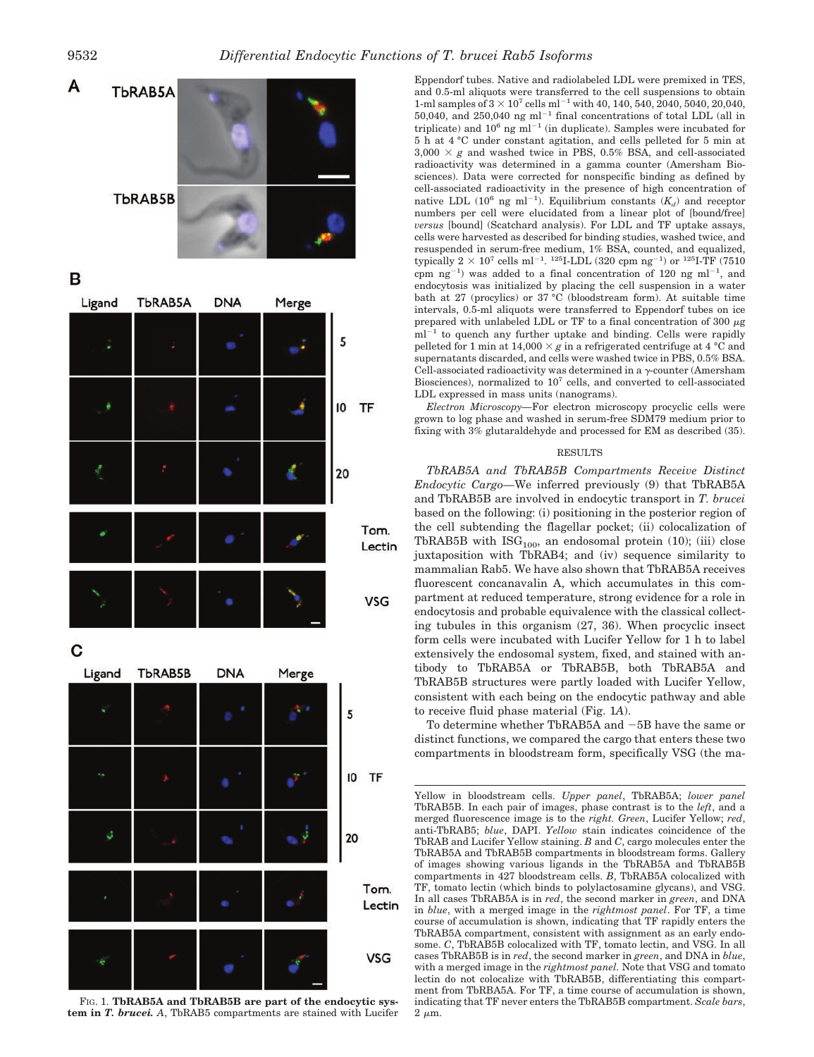Eppendorf tubes. Native and radiolabeled LDL were premixed in TES, and 0.5-ml aliquots were transferred to the cell suspensions to obtain 1-ml samples of $3 \times 10^7$ cells ml$^{-1}$ with 40, 140, 540, 2040, 5040, 20,040, 50,040, and 250,040 ng ml$^{-1}$ final concentrations of total LDL (all in triplicate) and $10^6$ ng ml$^{-1}$ (in duplicate). Samples were incubated for 5 h at 4 °C under constant agitation, and cells pelleted for 5 min at 3,000 × *g* and washed twice in PBS, 0.5% BSA, and cell-associated radioactivity was determined in a gamma counter (Amersham Biosciences). Data were corrected for nonspecific binding as defined by cell-associated radioactivity in the presence of high concentration of native LDL ($10^6$ ng ml$^{-1}$). Equilibrium constants ($K_d$) and receptor numbers per cell were elucidated from a linear plot of [bound/free] *versus* [bound] (Scatchard analysis). For LDL and TF uptake assays, cells were harvested as described for binding studies, washed twice, and resuspended in serum-free medium, 1% BSA, counted, and equalized, typically $2 \times 10^7$ cells ml$^{-1}$. $^{125}$I-LDL (320 cpm ng$^{-1}$) or $^{125}$I-TF (7510 cpm ng$^{-1}$) was added to a final concentration of 120 ng ml$^{-1}$, and endocytosis was initialized by placing the cell suspension in a water bath at 27 (procylics) or 37 °C (bloodstream form). At suitable time intervals, 0.5-ml aliquots were transferred to Eppendorf tubes on ice prepared with unlabeled LDL or TF to a final concentration of 300 $\mu$g ml$^{-1}$ to quench any further uptake and binding. Cells were rapidly pelleted for 1 min at 14,000 × *g* in a refrigerated centrifuge at 4 °C and supernatants discarded, and cells were washed twice in PBS, 0.5% BSA. Cell-associated radioactivity was determined in a $\gamma$-counter (Amersham Biosciences), normalized to $10^7$ cells, and converted to cell-associated LDL expressed in mass units (nanograms).

*Electron Microscopy*—For electron microscopy procyclic cells were grown to log phase and washed in serum-free SDM79 medium prior to fixing with 3% glutaraldehyde and processed for EM as described (35).

## RESULTS

*TbRAB5A and TbRAB5B Compartments Receive Distinct Endocytic Cargo*—We inferred previously (9) that TbRAB5A and TbRAB5B are involved in endocytic transport in *T. brucei* based on the following: (i) positioning in the posterior region of the cell subtending the flagellar pocket; (ii) colocalization of TbRAB5B with ISG$_{100}$, an endosomal protein (10); (iii) close juxtaposition with TbRAB4; and (iv) sequence similarity to mammalian Rab5. We have also shown that TbRAB5A receives fluorescent concanavalin A, which accumulates in this compartment at reduced temperature, strong evidence for a role in endocytosis and probable equivalence with the classical collecting tubules in this organism (27, 36). When procyclic insect form cells were incubated with Lucifer Yellow for 1 h to label extensively the endosomal system, fixed, and stained with antibody to TbRAB5A or TbRAB5B, both TbRAB5A and TbRAB5B structures were partly loaded with Lucifer Yellow, consistent with each being on the endocytic pathway and able to receive fluid phase material (Fig. 1*A*).

To determine whether TbRAB5A and −5B have the same or distinct functions, we compared the cargo that enters these two compartments in bloodstream form, specifically VSG (the ma-

FIG. 1. **TbRAB5A and TbRAB5B are part of the endocytic system in *T. brucei*.** *A*, TbRAB5 compartments are stained with Lucifer Yellow in bloodstream cells. *Upper panel*, TbRAB5A; *lower panel* TbRAB5B. In each pair of images, phase contrast is to the *left*, and a merged fluorescence image is to the *right*. *Green*, Lucifer Yellow; *red*, anti-TbRAB5; *blue*, DAPI. *Yellow* stain indicates coincidence of the TbRAB and Lucifer Yellow staining. *B* and *C*, cargo molecules enter the TbRAB5A and TbRAB5B compartments in bloodstream forms. Gallery of images showing various ligands in the TbRAB5A and TbRAB5B compartments in 427 bloodstream cells. *B*, TbRAB5A colocalized with TF, tomato lectin (which binds to polylactosamine glycans), and VSG. In all cases TbRAB5A is in *red*, the second marker in *green*, and DNA in *blue*, with a merged image in the *rightmost panel*. For TF, a time course of accumulation is shown, indicating that TF rapidly enters the TbRAB5A compartment, consistent with assignment as an early endosome. *C*, TbRAB5B colocalized with TF, tomato lectin, and VSG. In all cases TbRAB5B is in *red*, the second marker in *green*, and DNA in *blue*, with a merged image in the *rightmost panel*. Note that VSG and tomato lectin do not colocalize with TbRAB5B, differentiating this compartment from TbRBA5A. For TF, a time course of accumulation is shown, indicating that TF never enters the TbRAB5B compartment. *Scale bars*, 2 $\mu$m.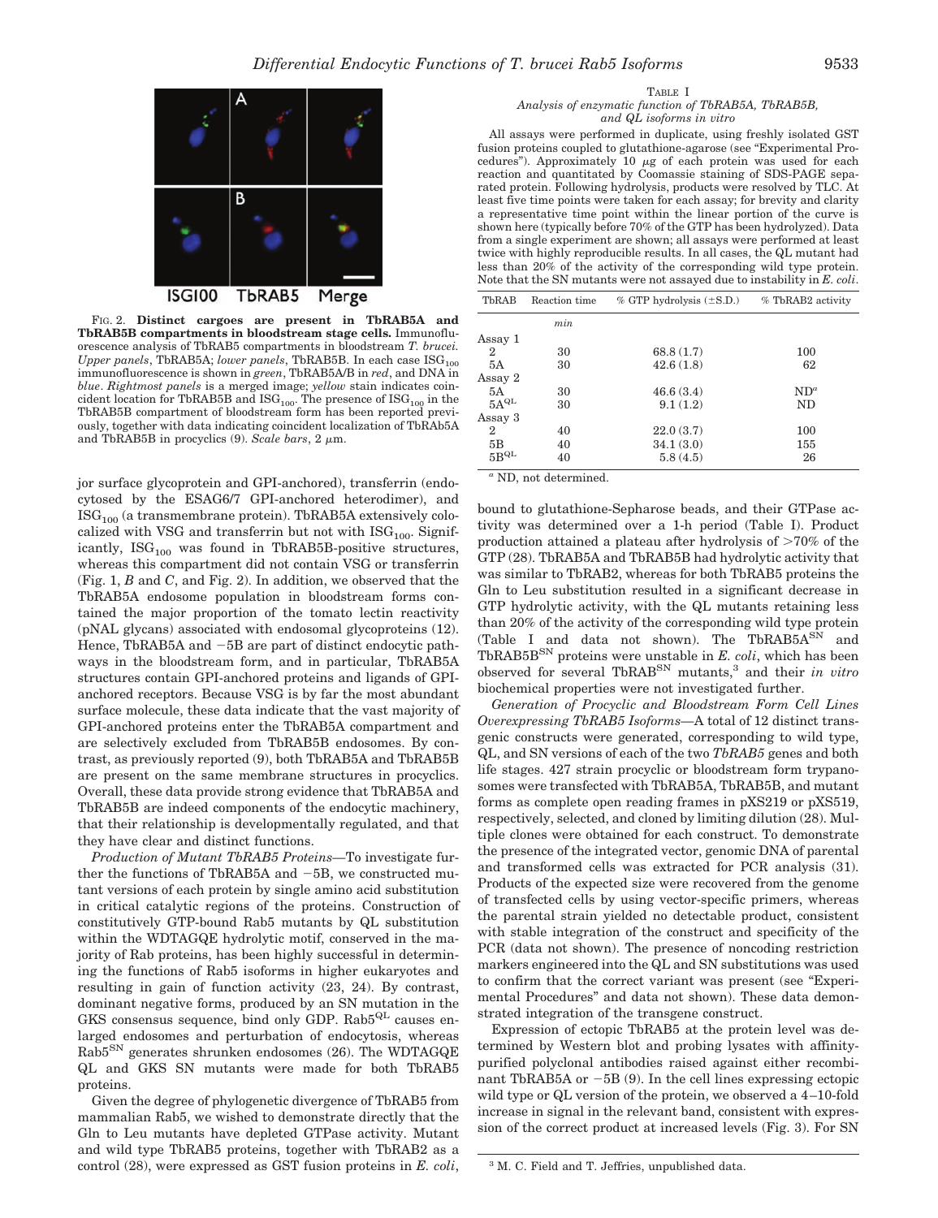FIG. 2. **Distinct cargoes are present in TbRAB5A and TbRAB5B compartments in bloodstream stage cells.** Immunofluorescence analysis of TbRAB5 compartments in bloodstream *T. brucei. Upper panels*, TbRAB5A; *lower panels*, TbRAB5B. In each case $ISG_{100}$ immunofluorescence is shown in *green*, TbRAB5A/B in *red*, and DNA in *blue*. *Rightmost panels* is a merged image; *yellow* stain indicates coincident location for TbRAB5B and $ISG_{100}$. The presence of $ISG_{100}$ in the TbRAB5B compartment of bloodstream form has been reported previously, together with data indicating coincident localization of TbRAb5A and TbRAB5B in procyclics (9). *Scale bars*, 2 μm.

jor surface glycoprotein and GPI-anchored), transferrin (endocytosed by the ESAG6/7 GPI-anchored heterodimer), and $ISG_{100}$ (a transmembrane protein). TbRAB5A extensively colocalized with VSG and transferrin but not with $ISG_{100}$. Significantly, $ISG_{100}$ was found in TbRAB5B-positive structures, whereas this compartment did not contain VSG or transferrin (Fig. 1, *B* and *C*, and Fig. 2). In addition, we observed that the TbRAB5A endosome population in bloodstream forms contained the major proportion of the tomato lectin reactivity (pNAL glycans) associated with endosomal glycoproteins (12). Hence, TbRAB5A and −5B are part of distinct endocytic pathways in the bloodstream form, and in particular, TbRAB5A structures contain GPI-anchored proteins and ligands of GPI-anchored receptors. Because VSG is by far the most abundant surface molecule, these data indicate that the vast majority of GPI-anchored proteins enter the TbRAB5A compartment and are selectively excluded from TbRAB5B endosomes. By contrast, as previously reported (9), both TbRAB5A and TbRAB5B are present on the same membrane structures in procyclics. Overall, these data provide strong evidence that TbRAB5A and TbRAB5B are indeed components of the endocytic machinery, that their relationship is developmentally regulated, and that they have clear and distinct functions.

*Production of Mutant TbRAB5 Proteins*—To investigate further the functions of TbRAB5A and −5B, we constructed mutant versions of each protein by single amino acid substitution in critical catalytic regions of the proteins. Construction of constitutively GTP-bound Rab5 mutants by QL substitution within the WDTAGQE hydrolytic motif, conserved in the majority of Rab proteins, has been highly successful in determining the functions of Rab5 isoforms in higher eukaryotes and resulting in gain of function activity (23, 24). By contrast, dominant negative forms, produced by an SN mutation in the GKS consensus sequence, bind only GDP. $Rab5^{QL}$ causes enlarged endosomes and perturbation of endocytosis, whereas $Rab5^{SN}$ generates shrunken endosomes (26). The WDTAGQE QL and GKS SN mutants were made for both TbRAB5 proteins.

Given the degree of phylogenetic divergence of TbRAB5 from mammalian Rab5, we wished to demonstrate directly that the Gln to Leu mutants have depleted GTPase activity. Mutant and wild type TbRAB5 proteins, together with TbRAB2 as a control (28), were expressed as GST fusion proteins in *E. coli*,

TABLE I
*Analysis of enzymatic function of TbRAB5A, TbRAB5B, and QL isoforms in vitro*

All assays were performed in duplicate, using freshly isolated GST fusion proteins coupled to glutathione-agarose (see "Experimental Procedures"). Approximately 10 μg of each protein was used for each reaction and quantitated by Coomassie staining of SDS-PAGE separated protein. Following hydrolysis, products were resolved by TLC. At least five time points were taken for each assay; for brevity and clarity a representative time point within the linear portion of the curve is shown here (typically before 70% of the GTP has been hydrolyzed). Data from a single experiment are shown; all assays were performed at least twice with highly reproducible results. In all cases, the QL mutant had less than 20% of the activity of the corresponding wild type protein. Note that the SN mutants were not assayed due to instability in *E. coli*.

| TbRAB | Reaction time | % GTP hydrolysis (±S.D.) | % TbRAB2 activity |
|---|---|---|---|
| | *min* | | |
| Assay 1 | | | |
| 2 | 30 | 68.8 (1.7) | 100 |
| 5A | 30 | 42.6 (1.8) | 62 |
| Assay 2 | | | |
| 5A | 30 | 46.6 (3.4) | ND[a] |
| $5A^{QL}$ | 30 | 9.1 (1.2) | ND |
| Assay 3 | | | |
| 2 | 40 | 22.0 (3.7) | 100 |
| 5B | 40 | 34.1 (3.0) | 155 |
| $5B^{QL}$ | 40 | 5.8 (4.5) | 26 |

[a] ND, not determined.

bound to glutathione-Sepharose beads, and their GTPase activity was determined over a 1-h period (Table I). Product production attained a plateau after hydrolysis of >70% of the GTP (28). TbRAB5A and TbRAB5B had hydrolytic activity that was similar to TbRAB2, whereas for both TbRAB5 proteins the Gln to Leu substitution resulted in a significant decrease in GTP hydrolytic activity, with the QL mutants retaining less than 20% of the activity of the corresponding wild type protein (Table I and data not shown). The $TbRAB5A^{SN}$ and $TbRAB5B^{SN}$ proteins were unstable in *E. coli*, which has been observed for several $TbRAB^{SN}$ mutants,[3] and their *in vitro* biochemical properties were not investigated further.

*Generation of Procyclic and Bloodstream Form Cell Lines Overexpressing TbRAB5 Isoforms*—A total of 12 distinct transgenic constructs were generated, corresponding to wild type, QL, and SN versions of each of the two *TbRAB5* genes and both life stages. 427 strain procyclic or bloodstream form trypanosomes were transfected with TbRAB5A, TbRAB5B, and mutant forms as complete open reading frames in pXS219 or pXS519, respectively, selected, and cloned by limiting dilution (28). Multiple clones were obtained for each construct. To demonstrate the presence of the integrated vector, genomic DNA of parental and transformed cells was extracted for PCR analysis (31). Products of the expected size were recovered from the genome of transfected cells by using vector-specific primers, whereas the parental strain yielded no detectable product, consistent with stable integration of the construct and specificity of the PCR (data not shown). The presence of noncoding restriction markers engineered into the QL and SN substitutions was used to confirm that the correct variant was present (see "Experimental Procedures" and data not shown). These data demonstrated integration of the transgene construct.

Expression of ectopic TbRAB5 at the protein level was determined by Western blot and probing lysates with affinity-purified polyclonal antibodies raised against either recombinant TbRAB5A or −5B (9). In the cell lines expressing ectopic wild type or QL version of the protein, we observed a 4–10-fold increase in signal in the relevant band, consistent with expression of the correct product at increased levels (Fig. 3). For SN

[3] M. C. Field and T. Jeffries, unpublished data.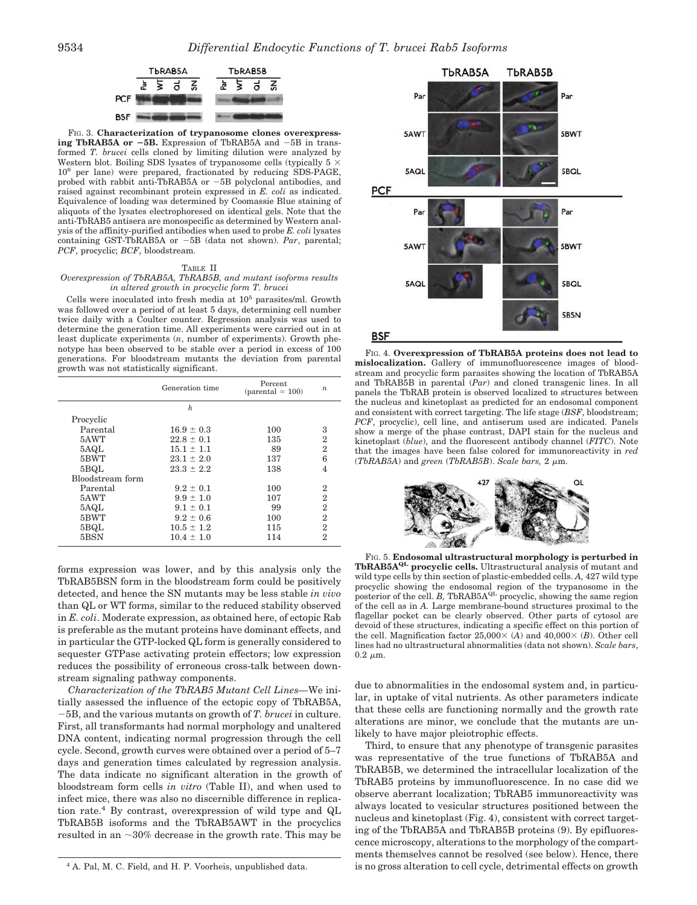FIG. 3. **Characterization of trypanosome clones overexpressing TbRAB5A or −5B.** Expression of TbRAB5A and −5B in transformed *T. brucei* cells cloned by limiting dilution were analyzed by Western blot. Boiling SDS lysates of trypanosome cells (typically 5 × $10^6$ per lane) were prepared, fractionated by reducing SDS-PAGE, probed with rabbit anti-TbRAB5A or −5B polyclonal antibodies, and raised against recombinant protein expressed in *E. coli* as indicated. Equivalence of loading was determined by Coomassie Blue staining of aliquots of the lysates electrophoresed on identical gels. Note that the anti-TbRAB5 antisera are monospecific as determined by Western analysis of the affinity-purified antibodies when used to probe *E. coli* lysates containing GST-TbRAB5A or −5B (data not shown). *Par*, parental; *PCF*, procyclic; *BCF*, bloodstream.

TABLE II
*Overexpression of TbRAB5A, TbRAB5B, and mutant isoforms results in altered growth in procyclic form T. brucei*

Cells were inoculated into fresh media at $10^5$ parasites/ml. Growth was followed over a period of at least 5 days, determining cell number twice daily with a Coulter counter. Regression analysis was used to determine the generation time. All experiments were carried out in at least duplicate experiments (*n*, number of experiments). Growth phenotype has been observed to be stable over a period in excess of 100 generations. For bloodstream mutants the deviation from parental growth was not statistically significant.

| | Generation time | Percent (parental = 100) | *n* |
|---|---|---|---|
| | *h* | | |
| Procyclic | | | |
| Parental | 16.9 ± 0.3 | 100 | 3 |
| 5AWT | 22.8 ± 0.1 | 135 | 2 |
| 5AQL | 15.1 ± 1.1 | 89 | 2 |
| 5BWT | 23.1 ± 2.0 | 137 | 6 |
| 5BQL | 23.3 ± 2.2 | 138 | 4 |
| Bloodstream form | | | |
| Parental | 9.2 ± 0.1 | 100 | 2 |
| 5AWT | 9.9 ± 1.0 | 107 | 2 |
| 5AQL | 9.1 ± 0.1 | 99 | 2 |
| 5BWT | 9.2 ± 0.6 | 100 | 2 |
| 5BQL | 10.5 ± 1.2 | 115 | 2 |
| 5BSN | 10.4 ± 1.0 | 114 | 2 |

forms expression was lower, and by this analysis only the TbRAB5BSN form in the bloodstream form could be positively detected, and hence the SN mutants may be less stable *in vivo* than QL or WT forms, similar to the reduced stability observed in *E. coli*. Moderate expression, as obtained here, of ectopic Rab is preferable as the mutant proteins have dominant effects, and in particular the GTP-locked QL form is generally considered to sequester GTPase activating protein effectors; low expression reduces the possibility of erroneous cross-talk between downstream signaling pathway components.

*Characterization of the TbRAB5 Mutant Cell Lines*—We initially assessed the influence of the ectopic copy of TbRAB5A, −5B, and the various mutants on growth of *T. brucei* in culture. First, all transformants had normal morphology and unaltered DNA content, indicating normal progression through the cell cycle. Second, growth curves were obtained over a period of 5–7 days and generation times calculated by regression analysis. The data indicate no significant alteration in the growth of bloodstream form cells *in vitro* (Table II), and when used to infect mice, there was also no discernible difference in replication rate.[4] By contrast, overexpression of wild type and QL TbRAB5B isoforms and the TbRAB5AWT in the procyclics resulted in an ~30% decrease in the growth rate. This may be due to abnormalities in the endosomal system and, in particular, in uptake of vital nutrients. As other parameters indicate that these cells are functioning normally and the growth rate alterations are minor, we conclude that the mutants are unlikely to have major pleiotrophic effects.

Third, to ensure that any phenotype of transgenic parasites was representative of the true functions of TbRAB5A and TbRAB5B, we determined the intracellular localization of the TbRAB5 proteins by immunofluorescence. In no case did we observe aberrant localization; TbRAB5 immunoreactivity was always located to vesicular structures positioned between the nucleus and kinetoplast (Fig. 4), consistent with correct targeting of the TbRAB5A and TbRAB5B proteins (9). By epifluorescence microscopy, alterations to the morphology of the compartments themselves cannot be resolved (see below). Hence, there is no gross alteration to cell cycle, detrimental effects on growth

FIG. 4. **Overexpression of TbRAB5A proteins does not lead to mislocalization.** Gallery of immunofluorescence images of bloodstream and procyclic form parasites showing the location of TbRAB5A and TbRAB5B in parental (*Par*) and cloned transgenic lines. In all panels the TbRAB protein is observed localized to structures between the nucleus and kinetoplast as predicted for an endosomal component and consistent with correct targeting. The life stage (*BSF*, bloodstream; *PCF*, procyclic), cell line, and antiserum used are indicated. Panels show a merge of the phase contrast, DAPI stain for the nucleus and kinetoplast (*blue*), and the fluorescent antibody channel (*FITC*). Note that the images have been false colored for immunoreactivity in *red* (*TbRAB5A*) and *green* (*TbRAB5B*). *Scale bars,* 2 μm.

FIG. 5. **Endosomal ultrastructural morphology is perturbed in TbRAB5A$^{QL}$ procyclic cells.** Ultrastructural analysis of mutant and wild type cells by thin section of plastic-embedded cells. *A,* 427 wild type procyclic showing the endosomal region of the trypanosome in the posterior of the cell. *B,* TbRAB5A$^{QL}$ procyclic, showing the same region of the cell as in *A*. Large membrane-bound structures proximal to the flagellar pocket can be clearly observed. Other parts of cytosol are devoid of these structures, indicating a specific effect on this portion of the cell. Magnification factor 25,000× (*A*) and 40,000× (*B*). Other cell lines had no ultrastructural abnormalities (data not shown). *Scale bars*, 0.2 μm.

[4] A. Pal, M. C. Field, and H. P. Voorheis, unpublished data.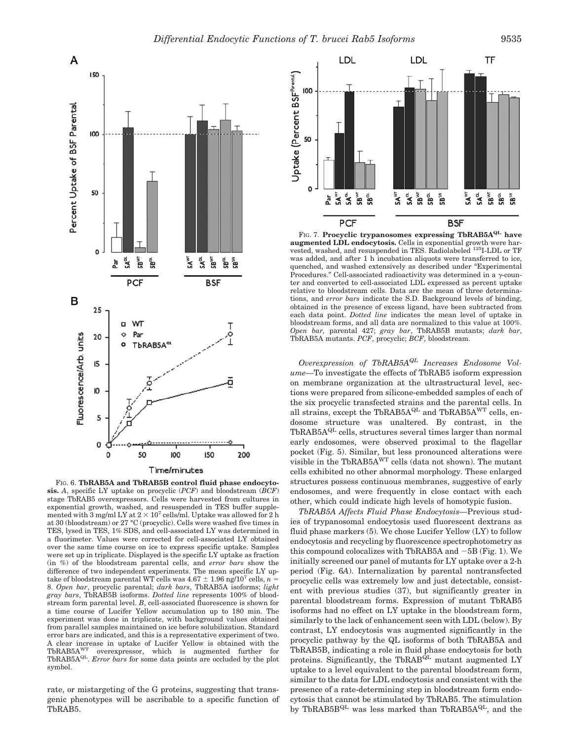FIG. 6. **TbRAB5A and TbRAB5B control fluid phase endocytosis.** *A*, specific LY uptake on procyclic (*PCF*) and bloodstream (*BCF*) stage TbRAB5 overexpressors. Cells were harvested from cultures in exponential growth, washed, and resuspended in TES buffer supplemented with 3 mg/ml LY at $2 \times 10^7$ cells/ml. Uptake was allowed for 2 h at 30 (bloodstream) or 27 °C (procyclic). Cells were washed five times in TES, lysed in TES, 1% SDS, and cell-associated LY was determined in a fluorimeter. Values were corrected for cell-associated LY obtained over the same time course on ice to express specific uptake. Samples were set up in triplicate. Displayed is the specific LY uptake as fraction (in %) of the bloodstream parental cells, and *error bars* show the difference of two independent experiments. The mean specific LY uptake of bloodstream parental WT cells was $4.67 \pm 1.96$ ng/$10^7$ cells, $n = 8$. *Open bar*, procyclic parental; *dark bars*, TbRAB5A isoforms; *light gray bars*, TbRAB5B isoforms. *Dotted line* represents 100% of bloodstream form parental level. *B*, cell-associated fluorescence is shown for a time course of Lucifer Yellow accumulation up to 180 min. The experiment was done in triplicate, with background values obtained from parallel samples maintained on ice before solubilization. Standard error bars are indicated, and this is a representative experiment of two. A clear increase in uptake of Lucifer Yellow is obtained with the $TbRAB5A^{WT}$ overexpressor, which is augmented further for $TbRAB5A^{QL}$. *Error bars* for some data points are occluded by the plot symbol.

rate, or mistargeting of the G proteins, suggesting that transgenic phenotypes will be ascribable to a specific function of TbRAB5.

FIG. 7. **Procyclic trypanosomes expressing $TbRAB5A^{QL}$ have augmented LDL endocytosis.** Cells in exponential growth were harvested, washed, and resuspended in TES. Radiolabeled $^{125}$I-LDL or TF was added, and after 1 h incubation aliquots were transferred to ice, quenched, and washed extensively as described under "Experimental Procedures." Cell-associated radioactivity was determined in a γ-counter and converted to cell-associated LDL expressed as percent uptake relative to bloodstream cells. Data are the mean of three determinations, and *error bars* indicate the S.D. Background levels of binding, obtained in the presence of excess ligand, have been subtracted from each data point. *Dotted line* indicates the mean level of uptake in bloodstream forms, and all data are normalized to this value at 100%. *Open bar*, parental 427; *gray bar*, TbRAB5B mutants; *dark bar*, TbRAB5A mutants. *PCF*, procyclic; *BCF*, bloodstream.

*Overexpression of $TbRAB5A^{QL}$ Increases Endosome Volume*—To investigate the effects of TbRAB5 isoform expression on membrane organization at the ultrastructural level, sections were prepared from silicone-embedded samples of each of the six procyclic transfected strains and the parental cells. In all strains, except the $TbRAB5A^{QL}$ and $TbRAB5A^{WT}$ cells, endosome structure was unaltered. By contrast, in the $TbRAB5A^{QL}$ cells, structures several times larger than normal early endosomes, were observed proximal to the flagellar pocket (Fig. 5). Similar, but less pronounced alterations were visible in the $TbRAB5A^{WT}$ cells (data not shown). The mutant cells exhibited no other abnormal morphology. These enlarged structures possess continuous membranes, suggestive of early endosomes, and were frequently in close contact with each other, which could indicate high levels of homotypic fusion.

*TbRAB5A Affects Fluid Phase Endocytosis*—Previous studies of trypanosomal endocytosis used fluorescent dextrans as fluid phase markers (5). We chose Lucifer Yellow (LY) to follow endocytosis and recycling by fluorescence spectrophotometry as this compound colocalizes with TbRAB5A and −5B (Fig. 1). We initially screened our panel of mutants for LY uptake over a 2-h period (Fig. 6*A*). Internalization by parental nontransfected procyclic cells was extremely low and just detectable, consistent with previous studies (37), but significantly greater in parental bloodstream forms. Expression of mutant TbRAB5 isoforms had no effect on LY uptake in the bloodstream form, similarly to the lack of enhancement seen with LDL (below). By contrast, LY endocytosis was augmented significantly in the procyclic pathway by the QL isoforms of both TbRAB5A and TbRAB5B, indicating a role in fluid phase endocytosis for both proteins. Significantly, the $TbRAB^{QL}$ mutant augmented LY uptake to a level equivalent to the parental bloodstream form, similar to the data for LDL endocytosis and consistent with the presence of a rate-determining step in bloodstream form endocytosis that cannot be stimulated by TbRAB5. The stimulation by $TbRAB5B^{QL}$ was less marked than $TbRAB5A^{QL}$, and the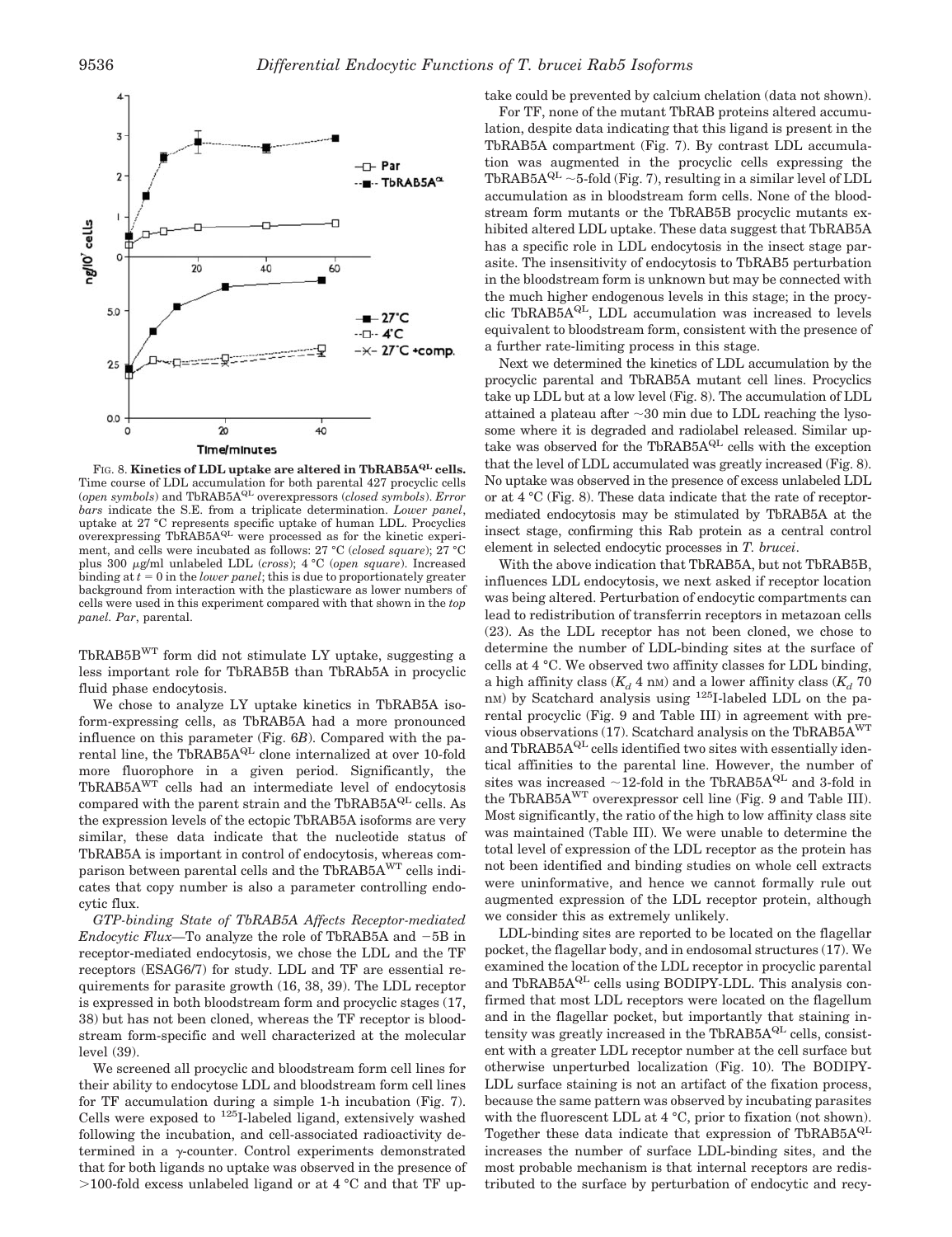FIG. 8. **Kinetics of LDL uptake are altered in TbRAB5A$^{QL}$ cells.** Time course of LDL accumulation for both parental 427 procyclic cells (*open symbols*) and TbRAB5A$^{QL}$ overexpressors (*closed symbols*). *Error bars* indicate the S.E. from a triplicate determination. *Lower panel*, uptake at 27 °C represents specific uptake of human LDL. Procyclics overexpressing TbRAB5A$^{QL}$ were processed as for the kinetic experiment, and cells were incubated as follows: 27 °C (*closed square*); 27 °C plus 300 μg/ml unlabeled LDL (*cross*); 4 °C (*open square*). Increased binding at $t = 0$ in the *lower panel*; this is due to proportionately greater background from interaction with the plasticware as lower numbers of cells were used in this experiment compared with that shown in the *top panel*. *Par*, parental.

TbRAB5B$^{WT}$ form did not stimulate LY uptake, suggesting a less important role for TbRAB5B than TbRAb5A in procyclic fluid phase endocytosis.

We chose to analyze LY uptake kinetics in TbRAB5A isoform-expressing cells, as TbRAB5A had a more pronounced influence on this parameter (Fig. 6*B*). Compared with the parental line, the TbRAB5A$^{QL}$ clone internalized at over 10-fold more fluorophore in a given period. Significantly, the TbRAB5A$^{WT}$ cells had an intermediate level of endocytosis compared with the parent strain and the TbRAB5A$^{QL}$ cells. As the expression levels of the ectopic TbRAB5A isoforms are very similar, these data indicate that the nucleotide status of TbRAB5A is important in control of endocytosis, whereas comparison between parental cells and the TbRAB5A$^{WT}$ cells indicates that copy number is also a parameter controlling endocytic flux.

*GTP-binding State of TbRAB5A Affects Receptor-mediated Endocytic Flux*—To analyze the role of TbRAB5A and −5B in receptor-mediated endocytosis, we chose the LDL and the TF receptors (ESAG6/7) for study. LDL and TF are essential requirements for parasite growth (16, 38, 39). The LDL receptor is expressed in both bloodstream form and procyclic stages (17, 38) but has not been cloned, whereas the TF receptor is bloodstream form-specific and well characterized at the molecular level (39).

We screened all procyclic and bloodstream form cell lines for their ability to endocytose LDL and bloodstream form cell lines for TF accumulation during a simple 1-h incubation (Fig. 7). Cells were exposed to $^{125}$I-labeled ligand, extensively washed following the incubation, and cell-associated radioactivity determined in a γ-counter. Control experiments demonstrated that for both ligands no uptake was observed in the presence of >100-fold excess unlabeled ligand or at 4 °C and that TF uptake could be prevented by calcium chelation (data not shown).

For TF, none of the mutant TbRAB proteins altered accumulation, despite data indicating that this ligand is present in the TbRAB5A compartment (Fig. 7). By contrast LDL accumulation was augmented in the procyclic cells expressing the TbRAB5A$^{QL}$ ~5-fold (Fig. 7), resulting in a similar level of LDL accumulation as in bloodstream form cells. None of the bloodstream form mutants or the TbRAB5B procyclic mutants exhibited altered LDL uptake. These data suggest that TbRAB5A has a specific role in LDL endocytosis in the insect stage parasite. The insensitivity of endocytosis to TbRAB5 perturbation in the bloodstream form is unknown but may be connected with the much higher endogenous levels in this stage; in the procyclic TbRAB5A$^{QL}$, LDL accumulation was increased to levels equivalent to bloodstream form, consistent with the presence of a further rate-limiting process in this stage.

Next we determined the kinetics of LDL accumulation by the procyclic parental and TbRAB5A mutant cell lines. Procyclics take up LDL but at a low level (Fig. 8). The accumulation of LDL attained a plateau after ~30 min due to LDL reaching the lysosome where it is degraded and radiolabel released. Similar uptake was observed for the TbRAB5A$^{QL}$ cells with the exception that the level of LDL accumulated was greatly increased (Fig. 8). No uptake was observed in the presence of excess unlabeled LDL or at 4 °C (Fig. 8). These data indicate that the rate of receptor-mediated endocytosis may be stimulated by TbRAB5A at the insect stage, confirming this Rab protein as a central control element in selected endocytic processes in *T. brucei*.

With the above indication that TbRAB5A, but not TbRAB5B, influences LDL endocytosis, we next asked if receptor location was being altered. Perturbation of endocytic compartments can lead to redistribution of transferrin receptors in metazoan cells (23). As the LDL receptor has not been cloned, we chose to determine the number of LDL-binding sites at the surface of cells at 4 °C. We observed two affinity classes for LDL binding, a high affinity class ($K_d$ 4 nM) and a lower affinity class ($K_d$ 70 nM) by Scatchard analysis using $^{125}$I-labeled LDL on the parental procyclic (Fig. 9 and Table III) in agreement with previous observations (17). Scatchard analysis on the TbRAB5A$^{WT}$ and TbRAB5A$^{QL}$ cells identified two sites with essentially identical affinities to the parental line. However, the number of sites was increased ~12-fold in the TbRAB5A$^{QL}$ and 3-fold in the TbRAB5A$^{WT}$ overexpressor cell line (Fig. 9 and Table III). Most significantly, the ratio of the high to low affinity class site was maintained (Table III). We were unable to determine the total level of expression of the LDL receptor as the protein has not been identified and binding studies on whole cell extracts were uninformative, and hence we cannot formally rule out augmented expression of the LDL receptor protein, although we consider this as extremely unlikely.

LDL-binding sites are reported to be located on the flagellar pocket, the flagellar body, and in endosomal structures (17). We examined the location of the LDL receptor in procyclic parental and TbRAB5A$^{QL}$ cells using BODIPY-LDL. This analysis confirmed that most LDL receptors were located on the flagellum and in the flagellar pocket, but importantly that staining intensity was greatly increased in the TbRAB5A$^{QL}$ cells, consistent with a greater LDL receptor number at the cell surface but otherwise unperturbed localization (Fig. 10). The BODIPY-LDL surface staining is not an artifact of the fixation process, because the same pattern was observed by incubating parasites with the fluorescent LDL at 4 °C, prior to fixation (not shown). Together these data indicate that expression of TbRAB5A$^{QL}$ increases the number of surface LDL-binding sites, and the most probable mechanism is that internal receptors are redistributed to the surface by perturbation of endocytic and recy-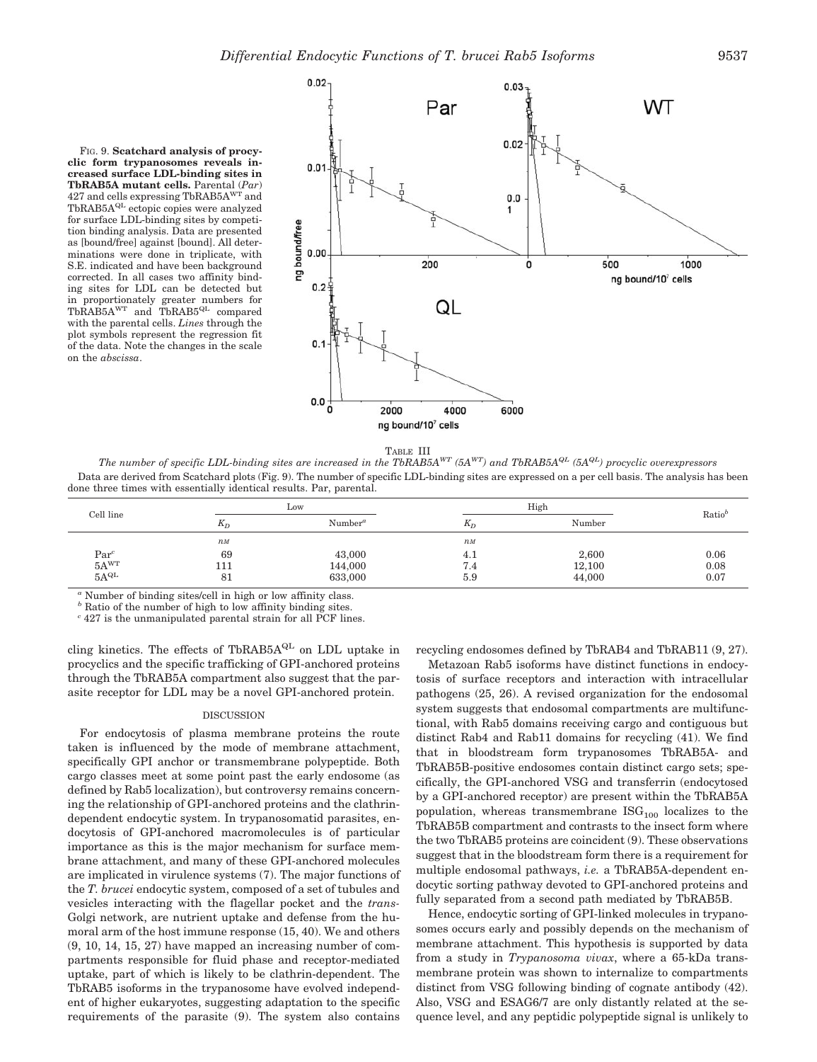FIG. 9. **Scatchard analysis of procyclic form trypanosomes reveals increased surface LDL-binding sites in TbRAB5A mutant cells.** Parental (*Par*) 427 and cells expressing $TbRAB5A^{WT}$ and $TbRAB5A^{QL}$ ectopic copies were analyzed for surface LDL-binding sites by competition binding analysis. Data are presented as [bound/free] against [bound]. All determinations were done in triplicate, with S.E. indicated and have been background corrected. In all cases two affinity binding sites for LDL can be detected but in proportionately greater numbers for $TbRAB5A^{WT}$ and $TbRAB5^{QL}$ compared with the parental cells. *Lines* through the plot symbols represent the regression fit of the data. Note the changes in the scale on the *abscissa*.

TABLE III

*The number of specific LDL-binding sites are increased in the $TbRAB5A^{WT}$ ($5A^{WT}$) and $TbRAB5A^{QL}$ ($5A^{QL}$) procyclic overexpressors*

Data are derived from Scatchard plots (Fig. 9). The number of specific LDL-binding sites are expressed on a per cell basis. The analysis has been done three times with essentially identical results. Par, parental.

| Cell line | Low | | High | | Ratio[b] |
|---|---|---|---|---|---|
| | $K_D$ | Number[a] | $K_D$ | Number | |
| | *nM* | | *nM* | | |
| Par[c] | 69 | 43,000 | 4.1 | 2,600 | 0.06 |
| $5A^{WT}$ | 111 | 144,000 | 7.4 | 12,100 | 0.08 |
| $5A^{QL}$ | 81 | 633,000 | 5.9 | 44,000 | 0.07 |

[a] Number of binding sites/cell in high or low affinity class.

[b] Ratio of the number of high to low affinity binding sites.

[c] 427 is the unmanipulated parental strain for all PCF lines.

cling kinetics. The effects of $TbRAB5A^{QL}$ on LDL uptake in procyclics and the specific trafficking of GPI-anchored proteins through the TbRAB5A compartment also suggest that the parasite receptor for LDL may be a novel GPI-anchored protein.

## DISCUSSION

For endocytosis of plasma membrane proteins the route taken is influenced by the mode of membrane attachment, specifically GPI anchor or transmembrane polypeptide. Both cargo classes meet at some point past the early endosome (as defined by Rab5 localization), but controversy remains concerning the relationship of GPI-anchored proteins and the clathrin-dependent endocytic system. In trypanosomatid parasites, endocytosis of GPI-anchored macromolecules is of particular importance as this is the major mechanism for surface membrane attachment, and many of these GPI-anchored molecules are implicated in virulence systems (7). The major functions of the *T. brucei* endocytic system, composed of a set of tubules and vesicles interacting with the flagellar pocket and the *trans*-Golgi network, are nutrient uptake and defense from the humoral arm of the host immune response (15, 40). We and others (9, 10, 14, 15, 27) have mapped an increasing number of compartments responsible for fluid phase and receptor-mediated uptake, part of which is likely to be clathrin-dependent. The TbRAB5 isoforms in the trypanosome have evolved independent of higher eukaryotes, suggesting adaptation to the specific requirements of the parasite (9). The system also contains recycling endosomes defined by TbRAB4 and TbRAB11 (9, 27).

Metazoan Rab5 isoforms have distinct functions in endocytosis of surface receptors and interaction with intracellular pathogens (25, 26). A revised organization for the endosomal system suggests that endosomal compartments are multifunctional, with Rab5 domains receiving cargo and contiguous but distinct Rab4 and Rab11 domains for recycling (41). We find that in bloodstream form trypanosomes TbRAB5A- and TbRAB5B-positive endosomes contain distinct cargo sets; specifically, the GPI-anchored VSG and transferrin (endocytosed by a GPI-anchored receptor) are present within the TbRAB5A population, whereas transmembrane $ISG_{100}$ localizes to the TbRAB5B compartment and contrasts to the insect form where the two TbRAB5 proteins are coincident (9). These observations suggest that in the bloodstream form there is a requirement for multiple endosomal pathways, *i.e.* a TbRAB5A-dependent endocytic sorting pathway devoted to GPI-anchored proteins and fully separated from a second path mediated by TbRAB5B.

Hence, endocytic sorting of GPI-linked molecules in trypanosomes occurs early and possibly depends on the mechanism of membrane attachment. This hypothesis is supported by data from a study in *Trypanosoma vivax*, where a 65-kDa transmembrane protein was shown to internalize to compartments distinct from VSG following binding of cognate antibody (42). Also, VSG and ESAG6/7 are only distantly related at the sequence level, and any peptidic polypeptide signal is unlikely to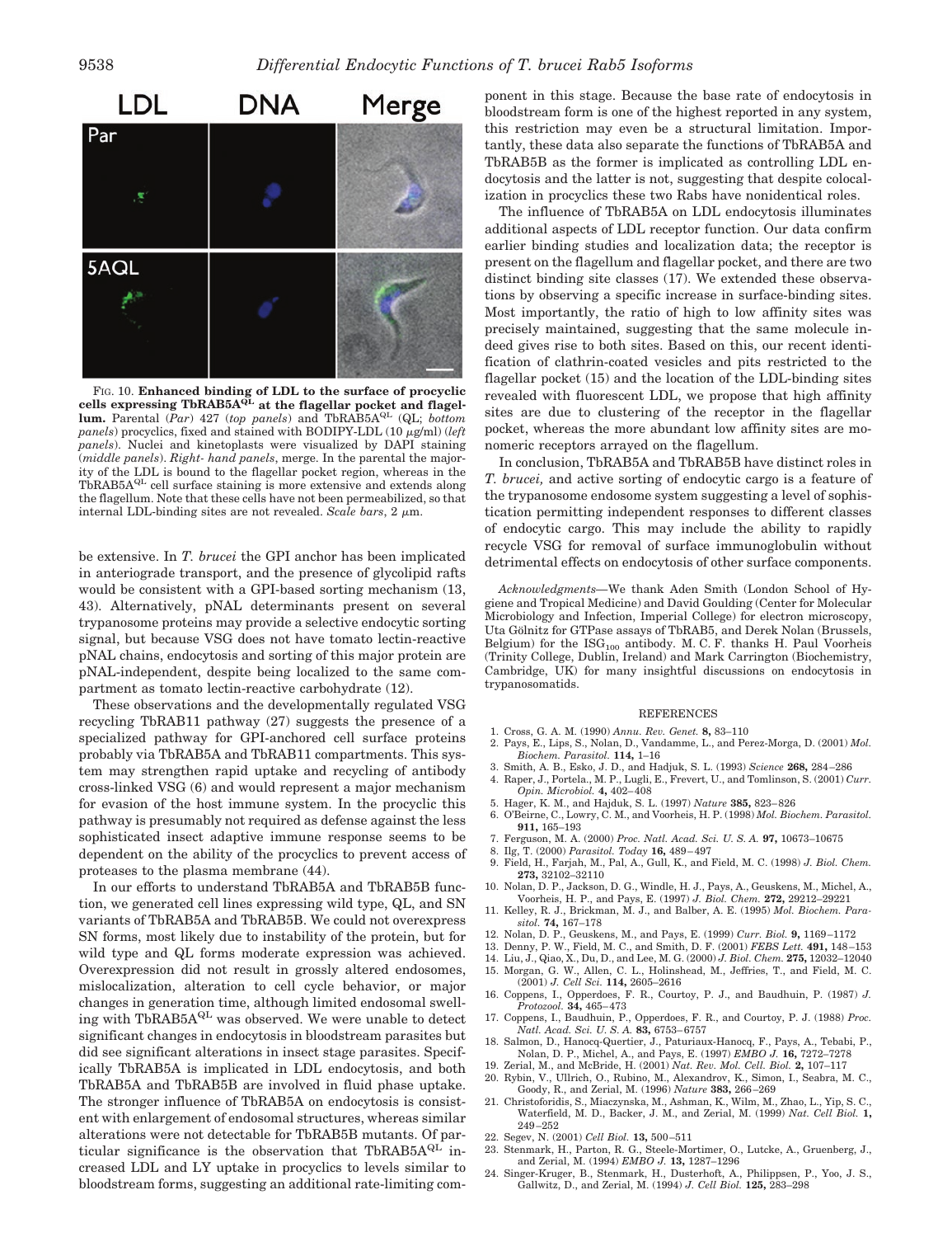FIG. 10. **Enhanced binding of LDL to the surface of procyclic cells expressing TbRAB5A$^{QL}$ at the flagellar pocket and flagellum.** Parental (*Par*) 427 (*top panels*) and TbRAB5A$^{QL}$ (QL; *bottom panels*) procyclics, fixed and stained with BODIPY-LDL (10 μg/ml) (*left panels*). Nuclei and kinetoplasts were visualized by DAPI staining (*middle panels*). *Right- hand panels*, merge. In the parental the majority of the LDL is bound to the flagellar pocket region, whereas in the TbRAB5A$^{QL}$ cell surface staining is more extensive and extends along the flagellum. Note that these cells have not been permeabilized, so that internal LDL-binding sites are not revealed. *Scale bars*, 2 μm.

be extensive. In *T. brucei* the GPI anchor has been implicated in anteriograde transport, and the presence of glycolipid rafts would be consistent with a GPI-based sorting mechanism (13, 43). Alternatively, pNAL determinants present on several trypanosome proteins may provide a selective endocytic sorting signal, but because VSG does not have tomato lectin-reactive pNAL chains, endocytosis and sorting of this major protein are pNAL-independent, despite being localized to the same compartment as tomato lectin-reactive carbohydrate (12).

These observations and the developmentally regulated VSG recycling TbRAB11 pathway (27) suggests the presence of a specialized pathway for GPI-anchored cell surface proteins probably via TbRAB5A and TbRAB11 compartments. This system may strengthen rapid uptake and recycling of antibody cross-linked VSG (6) and would represent a major mechanism for evasion of the host immune system. In the procyclic this pathway is presumably not required as defense against the less sophisticated insect adaptive immune response seems to be dependent on the ability of the procyclics to prevent access of proteases to the plasma membrane (44).

In our efforts to understand TbRAB5A and TbRAB5B function, we generated cell lines expressing wild type, QL, and SN variants of TbRAB5A and TbRAB5B. We could not overexpress SN forms, most likely due to instability of the protein, but for wild type and QL forms moderate expression was achieved. Overexpression did not result in grossly altered endosomes, mislocalization, alteration to cell cycle behavior, or major changes in generation time, although limited endosomal swelling with TbRAB5A$^{QL}$ was observed. We were unable to detect significant changes in endocytosis in bloodstream parasites but did see significant alterations in insect stage parasites. Specifically TbRAB5A is implicated in LDL endocytosis, and both TbRAB5A and TbRAB5B are involved in fluid phase uptake. The stronger influence of TbRAB5A on endocytosis is consistent with enlargement of endosomal structures, whereas similar alterations were not detectable for TbRAB5B mutants. Of particular significance is the observation that TbRAB5A$^{QL}$ increased LDL and LY uptake in procyclics to levels similar to bloodstream forms, suggesting an additional rate-limiting component in this stage. Because the base rate of endocytosis in bloodstream form is one of the highest reported in any system, this restriction may even be a structural limitation. Importantly, these data also separate the functions of TbRAB5A and TbRAB5B as the former is implicated as controlling LDL endocytosis and the latter is not, suggesting that despite colocalization in procyclics these two Rabs have nonidentical roles.

The influence of TbRAB5A on LDL endocytosis illuminates additional aspects of LDL receptor function. Our data confirm earlier binding studies and localization data; the receptor is present on the flagellum and flagellar pocket, and there are two distinct binding site classes (17). We extended these observations by observing a specific increase in surface-binding sites. Most importantly, the ratio of high to low affinity sites was precisely maintained, suggesting that the same molecule indeed gives rise to both sites. Based on this, our recent identification of clathrin-coated vesicles and pits restricted to the flagellar pocket (15) and the location of the LDL-binding sites revealed with fluorescent LDL, we propose that high affinity sites are due to clustering of the receptor in the flagellar pocket, whereas the more abundant low affinity sites are monomeric receptors arrayed on the flagellum.

In conclusion, TbRAB5A and TbRAB5B have distinct roles in *T. brucei,* and active sorting of endocytic cargo is a feature of the trypanosome endosome system suggesting a level of sophistication permitting independent responses to different classes of endocytic cargo. This may include the ability to rapidly recycle VSG for removal of surface immunoglobulin without detrimental effects on endocytosis of other surface components.

*Acknowledgments*—We thank Aden Smith (London School of Hygiene and Tropical Medicine) and David Goulding (Center for Molecular Microbiology and Infection, Imperial College) for electron microscopy, Uta Gölnitz for GTPase assays of TbRAB5, and Derek Nolan (Brussels, Belgium) for the $ISG_{100}$ antibody. M. C. F. thanks H. Paul Voorheis (Trinity College, Dublin, Ireland) and Mark Carrington (Biochemistry, Cambridge, UK) for many insightful discussions on endocytosis in trypanosomatids.

## REFERENCES

1. Cross, G. A. M. (1990) *Annu. Rev. Genet.* **8,** 83–110
2. Pays, E., Lips, S., Nolan, D., Vandamme, L., and Perez-Morga, D. (2001) *Mol. Biochem. Parasitol.* **114,** 1–16
3. Smith, A. B., Esko, J. D., and Hadjuk, S. L. (1993) *Science* **268,** 284–286
4. Raper, J., Portela., M. P., Lugli, E., Frevert, U., and Tomlinson, S. (2001) *Curr. Opin. Microbiol.* **4,** 402–408
5. Hager, K. M., and Hajduk, S. L. (1997) *Nature* **385,** 823–826
6. O'Beirne, C., Lowry, C. M., and Voorheis, H. P. (1998) *Mol. Biochem. Parasitol.* **911,** 165–193
7. Ferguson, M. A. (2000) *Proc. Natl. Acad. Sci. U. S. A.* **97,** 10673–10675
8. Ilg, T. (2000) *Parasitol. Today* **16,** 489–497
9. Field, H., Farjah, M., Pal, A., Gull, K., and Field, M. C. (1998) *J. Biol. Chem.* **273,** 32102–32110
10. Nolan, D. P., Jackson, D. G., Windle, H. J., Pays, A., Geuskens, M., Michel, A., Voorheis, H. P., and Pays, E. (1997) *J. Biol. Chem.* **272,** 29212–29221
11. Kelley, R. J., Brickman, M. J., and Balber, A. E. (1995) *Mol. Biochem. Parasitol.* **74,** 167–178
12. Nolan, D. P., Geuskens, M., and Pays, E. (1999) *Curr. Biol.* **9,** 1169–1172
13. Denny, P. W., Field, M. C., and Smith, D. F. (2001) *FEBS Lett.* **491,** 148–153
14. Liu, J., Qiao, X., Du, D., and Lee, M. G. (2000) *J. Biol. Chem.* **275,** 12032–12040
15. Morgan, G. W., Allen, C. L., Holinshead, M., Jeffries, T., and Field, M. C. (2001) *J. Cell Sci.* **114,** 2605–2616
16. Coppens, I., Opperdoes, F. R., Courtoy, P. J., and Baudhuin, P. (1987) *J. Protozool.* **34,** 465–473
17. Coppens, I., Baudhuin, P., Opperdoes, F. R., and Courtoy, P. J. (1988) *Proc. Natl. Acad. Sci. U. S. A.* **83,** 6753–6757
18. Salmon, D., Hanocq-Quertier, J., Paturiaux-Hanocq, F., Pays, A., Tebabi, P., Nolan, D. P., Michel, A., and Pays, E. (1997) *EMBO J.* **16,** 7272–7278
19. Zerial, M., and McBride, H. (2001) *Nat. Rev. Mol. Cell. Biol.* **2,** 107–117
20. Rybin, V., Ullrich, O., Rubino, M., Alexandrov, K., Simon, I., Seabra, M. C., Goody, R., and Zerial, M. (1996) *Nature* **383,** 266–269
21. Christoforidis, S., Miaczynska, M., Ashman, K., Wilm, M., Zhao, L., Yip, S. C., Waterfield, M. D., Backer, J. M., and Zerial, M. (1999) *Nat. Cell Biol.* **1,** 249–252
22. Segev, N. (2001) *Cell Biol.* **13,** 500–511
23. Stenmark, H., Parton, R. G., Steele-Mortimer, O., Lutcke, A., Gruenberg, J., and Zerial, M. (1994) *EMBO J.* **13,** 1287–1296
24. Singer-Kruger, B., Stenmark, H., Dusterhoft, A., Philippsen, P., Yoo, J. S., Gallwitz, D., and Zerial, M. (1994) *J. Cell Biol.* **125,** 283–298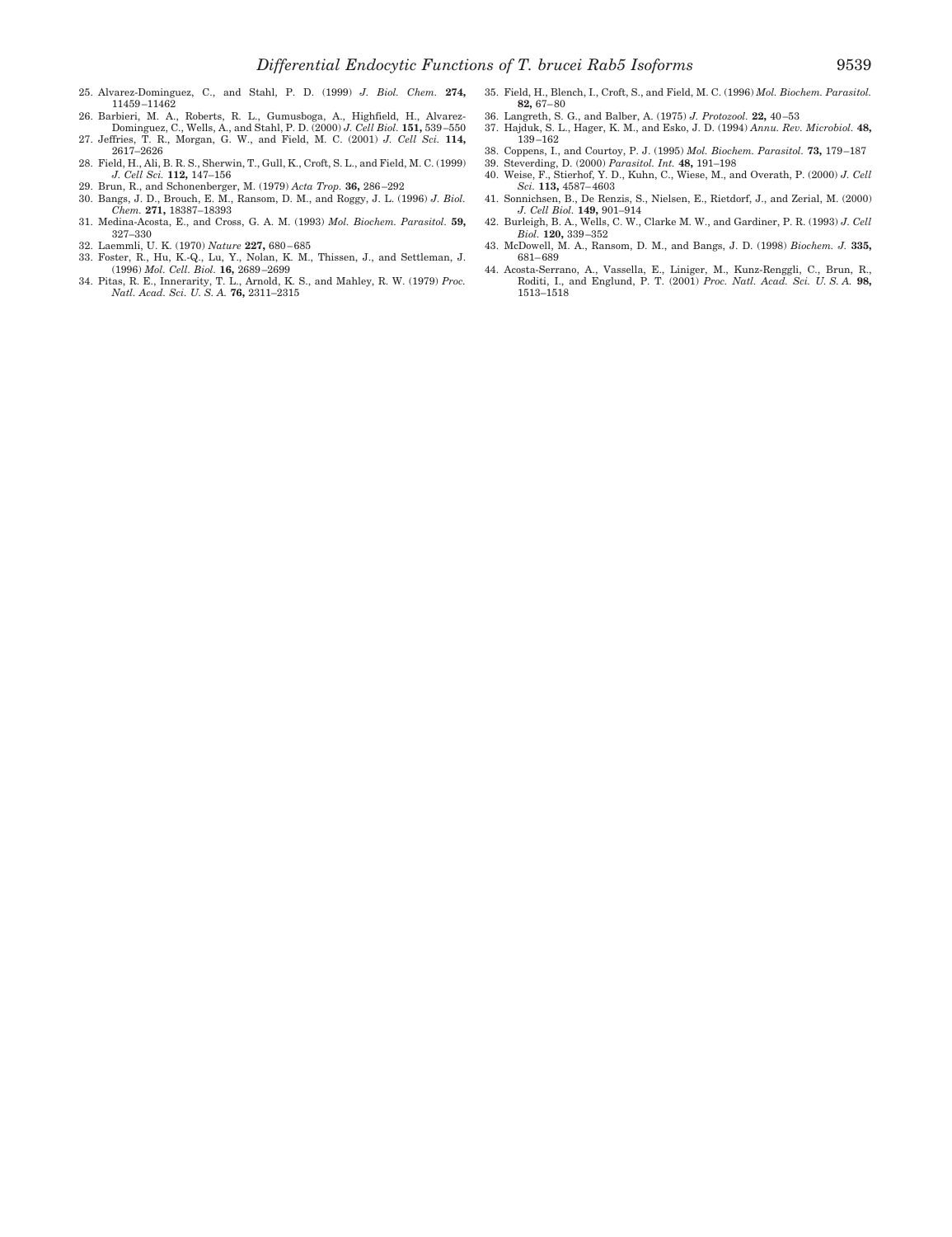25. Alvarez-Dominguez, C., and Stahl, P. D. (1999) *J. Biol. Chem.* **274,** 11459–11462
26. Barbieri, M. A., Roberts, R. L., Gumusboga, A., Highfield, H., Alvarez-Dominguez, C., Wells, A., and Stahl, P. D. (2000) *J. Cell Biol.* **151,** 539–550
27. Jeffries, T. R., Morgan, G. W., and Field, M. C. (2001) *J. Cell Sci.* **114,** 2617–2626
28. Field, H., Ali, B. R. S., Sherwin, T., Gull, K., Croft, S. L., and Field, M. C. (1999) *J. Cell Sci.* **112,** 147–156
29. Brun, R., and Schonenberger, M. (1979) *Acta Trop.* **36,** 286–292
30. Bangs, J. D., Brouch, E. M., Ransom, D. M., and Roggy, J. L. (1996) *J. Biol. Chem.* **271,** 18387–18393
31. Medina-Acosta, E., and Cross, G. A. M. (1993) *Mol. Biochem. Parasitol.* **59,** 327–330
32. Laemmli, U. K. (1970) *Nature* **227,** 680–685
33. Foster, R., Hu, K.-Q., Lu, Y., Nolan, K. M., Thissen, J., and Settleman, J. (1996) *Mol. Cell. Biol.* **16,** 2689–2699
34. Pitas, R. E., Innerarity, T. L., Arnold, K. S., and Mahley, R. W. (1979) *Proc. Natl. Acad. Sci. U. S. A.* **76,** 2311–2315
35. Field, H., Blench, I., Croft, S., and Field, M. C. (1996) *Mol. Biochem. Parasitol.* **82,** 67–80
36. Langreth, S. G., and Balber, A. (1975) *J. Protozool.* **22,** 40–53
37. Hajduk, S. L., Hager, K. M., and Esko, J. D. (1994) *Annu. Rev. Microbiol.* **48,** 139–162
38. Coppens, I., and Courtoy, P. J. (1995) *Mol. Biochem. Parasitol.* **73,** 179–187
39. Steverding, D. (2000) *Parasitol. Int.* **48,** 191–198
40. Weise, F., Stierhof, Y. D., Kuhn, C., Wiese, M., and Overath, P. (2000) *J. Cell Sci.* **113,** 4587–4603
41. Sonnichsen, B., De Renzis, S., Nielsen, E., Rietdorf, J., and Zerial, M. (2000) *J. Cell Biol.* **149,** 901–914
42. Burleigh, B. A., Wells, C. W., Clarke M. W., and Gardiner, P. R. (1993) *J. Cell Biol.* **120,** 339–352
43. McDowell, M. A., Ransom, D. M., and Bangs, J. D. (1998) *Biochem. J.* **335,** 681–689
44. Acosta-Serrano, A., Vassella, E., Liniger, M., Kunz-Renggli, C., Brun, R., Roditi, I., and Englund, P. T. (2001) *Proc. Natl. Acad. Sci. U. S. A.* **98,** 1513–1518